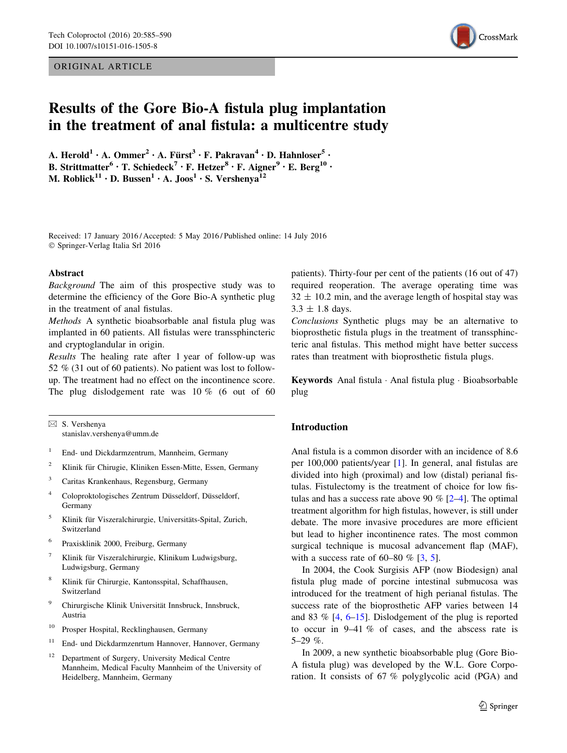ORIGINAL ARTICLE

# Results of the Gore Bio-A fistula plug implantation in the treatment of anal fistula: a multicentre study

A. Herold[1] · A. Ommer[2] · A. Fürst[3] · F. Pakravan[4] · D. Hahnloser[5] · B. Strittmatter[6] · T. Schiedeck[7] · F. Hetzer[8] · F. Aigner[9] · E. Berg[10] · M. Roblick[11] · D. Bussen[1] · A. Joos[1] · S. Vershenya[12]

Received: 17 January 2016 / Accepted: 5 May 2016 / Published online: 14 July 2016
© Springer-Verlag Italia Srl 2016

## Abstract

*Background* The aim of this prospective study was to determine the efficiency of the Gore Bio-A synthetic plug in the treatment of anal fistulas.

*Methods* A synthetic bioabsorbable anal fistula plug was implanted in 60 patients. All fistulas were transsphincteric and cryptoglandular in origin.

*Results* The healing rate after 1 year of follow-up was 52 % (31 out of 60 patients). No patient was lost to follow-up. The treatment had no effect on the incontinence score. The plug dislodgement rate was 10 % (6 out of 60 patients). Thirty-four per cent of the patients (16 out of 47) required reoperation. The average operating time was 32 ± 10.2 min, and the average length of hospital stay was 3.3 ± 1.8 days.

*Conclusions* Synthetic plugs may be an alternative to bioprosthetic fistula plugs in the treatment of transsphincteric anal fistulas. This method might have better success rates than treatment with bioprosthetic fistula plugs.

**Keywords** Anal fistula · Anal fistula plug · Bioabsorbable plug

✉ S. Vershenya
stanislav.vershenya@umm.de

1. End- und Dickdarmzentrum, Mannheim, Germany
2. Klinik für Chirurgie, Kliniken Essen-Mitte, Essen, Germany
3. Caritas Krankenhaus, Regensburg, Germany
4. Coloproktologisches Zentrum Düsseldorf, Düsseldorf, Germany
5. Klinik für Viszeralchirurgie, Universitäts-Spital, Zurich, Switzerland
6. Praxisklinik 2000, Freiburg, Germany
7. Klinik für Viszeralchirurgie, Klinikum Ludwigsburg, Ludwigsburg, Germany
8. Klinik für Chirurgie, Kantonsspital, Schaffhausen, Switzerland
9. Chirurgische Klinik Universität Innsbruck, Innsbruck, Austria
10. Prosper Hospital, Recklinghausen, Germany
11. End- und Dickdarmzenrtum Hannover, Hannover, Germany
12. Department of Surgery, University Medical Centre Mannheim, Medical Faculty Mannheim of the University of Heidelberg, Mannheim, Germany

## Introduction

Anal fistula is a common disorder with an incidence of 8.6 per 100,000 patients/year [1]. In general, anal fistulas are divided into high (proximal) and low (distal) perianal fistulas. Fistulectomy is the treatment of choice for low fistulas and has a success rate above 90 % [2–4]. The optimal treatment algorithm for high fistulas, however, is still under debate. The more invasive procedures are more efficient but lead to higher incontinence rates. The most common surgical technique is mucosal advancement flap (MAF), with a success rate of 60–80 % [3, 5].

In 2004, the Cook Surgisis AFP (now Biodesign) anal fistula plug made of porcine intestinal submucosa was introduced for the treatment of high perianal fistulas. The success rate of the bioprosthetic AFP varies between 14 and 83 % [4, 6–15]. Dislodgement of the plug is reported to occur in 9–41 % of cases, and the abscess rate is 5–29 %.

In 2009, a new synthetic bioabsorbable plug (Gore Bio-A fistula plug) was developed by the W.L. Gore Corporation. It consists of 67 % polyglycolic acid (PGA) and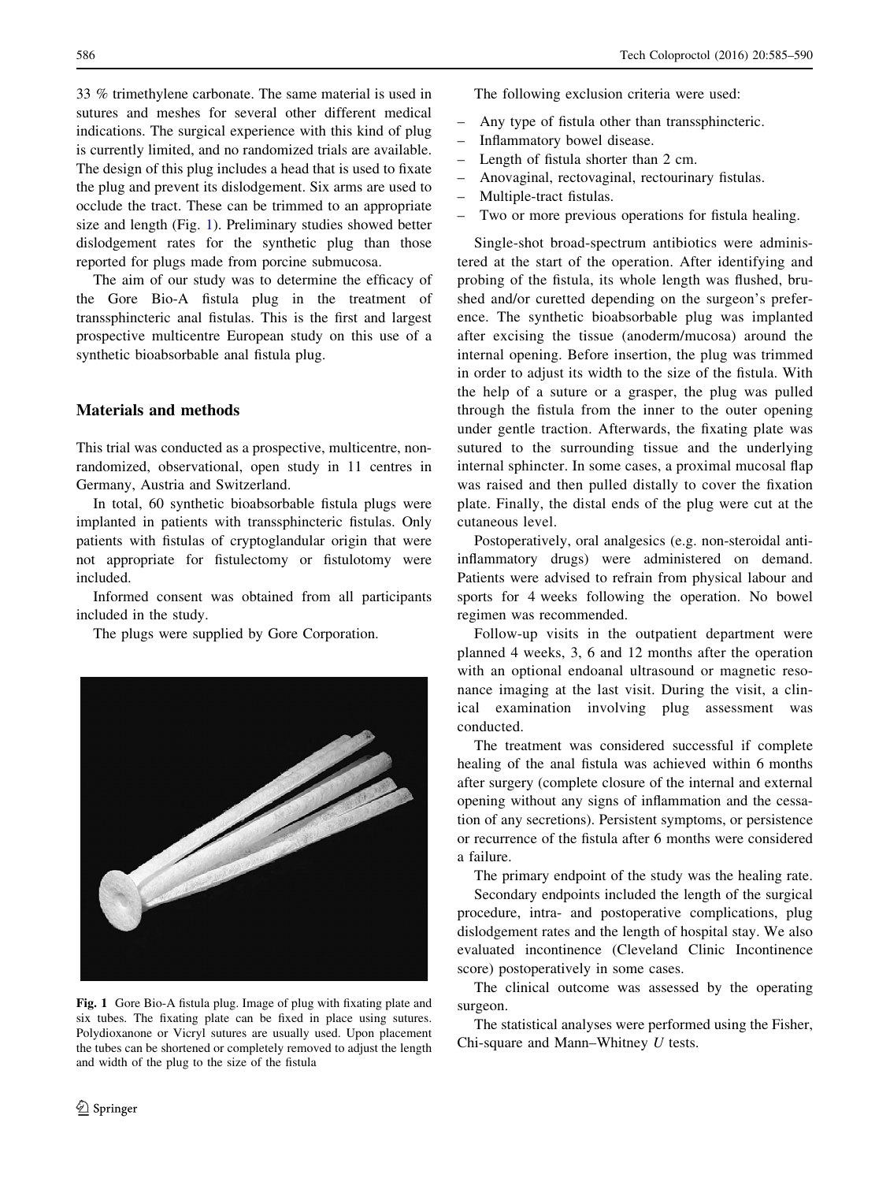33 % trimethylene carbonate. The same material is used in sutures and meshes for several other different medical indications. The surgical experience with this kind of plug is currently limited, and no randomized trials are available. The design of this plug includes a head that is used to fixate the plug and prevent its dislodgement. Six arms are used to occlude the tract. These can be trimmed to an appropriate size and length (Fig. 1). Preliminary studies showed better dislodgement rates for the synthetic plug than those reported for plugs made from porcine submucosa.

The aim of our study was to determine the efficacy of the Gore Bio-A fistula plug in the treatment of transsphincteric anal fistulas. This is the first and largest prospective multicentre European study on this use of a synthetic bioabsorbable anal fistula plug.

## Materials and methods

This trial was conducted as a prospective, multicentre, non-randomized, observational, open study in 11 centres in Germany, Austria and Switzerland.

In total, 60 synthetic bioabsorbable fistula plugs were implanted in patients with transsphincteric fistulas. Only patients with fistulas of cryptoglandular origin that were not appropriate for fistulectomy or fistulotomy were included.

Informed consent was obtained from all participants included in the study.

The plugs were supplied by Gore Corporation.

Fig. 1 Gore Bio-A fistula plug. Image of plug with fixating plate and six tubes. The fixating plate can be fixed in place using sutures. Polydioxanone or Vicryl sutures are usually used. Upon placement the tubes can be shortened or completely removed to adjust the length and width of the plug to the size of the fistula

The following exclusion criteria were used:

- Any type of fistula other than transsphincteric.
- Inflammatory bowel disease.
- Length of fistula shorter than 2 cm.
- Anovaginal, rectovaginal, rectourinary fistulas.
- Multiple-tract fistulas.
- Two or more previous operations for fistula healing.

Single-shot broad-spectrum antibiotics were administered at the start of the operation. After identifying and probing of the fistula, its whole length was flushed, brushed and/or curetted depending on the surgeon's preference. The synthetic bioabsorbable plug was implanted after excising the tissue (anoderm/mucosa) around the internal opening. Before insertion, the plug was trimmed in order to adjust its width to the size of the fistula. With the help of a suture or a grasper, the plug was pulled through the fistula from the inner to the outer opening under gentle traction. Afterwards, the fixating plate was sutured to the surrounding tissue and the underlying internal sphincter. In some cases, a proximal mucosal flap was raised and then pulled distally to cover the fixation plate. Finally, the distal ends of the plug were cut at the cutaneous level.

Postoperatively, oral analgesics (e.g. non-steroidal anti-inflammatory drugs) were administered on demand. Patients were advised to refrain from physical labour and sports for 4 weeks following the operation. No bowel regimen was recommended.

Follow-up visits in the outpatient department were planned 4 weeks, 3, 6 and 12 months after the operation with an optional endoanal ultrasound or magnetic resonance imaging at the last visit. During the visit, a clinical examination involving plug assessment was conducted.

The treatment was considered successful if complete healing of the anal fistula was achieved within 6 months after surgery (complete closure of the internal and external opening without any signs of inflammation and the cessation of any secretions). Persistent symptoms, or persistence or recurrence of the fistula after 6 months were considered a failure.

The primary endpoint of the study was the healing rate.

Secondary endpoints included the length of the surgical procedure, intra- and postoperative complications, plug dislodgement rates and the length of hospital stay. We also evaluated incontinence (Cleveland Clinic Incontinence score) postoperatively in some cases.

The clinical outcome was assessed by the operating surgeon.

The statistical analyses were performed using the Fisher, Chi-square and Mann–Whitney *U* tests.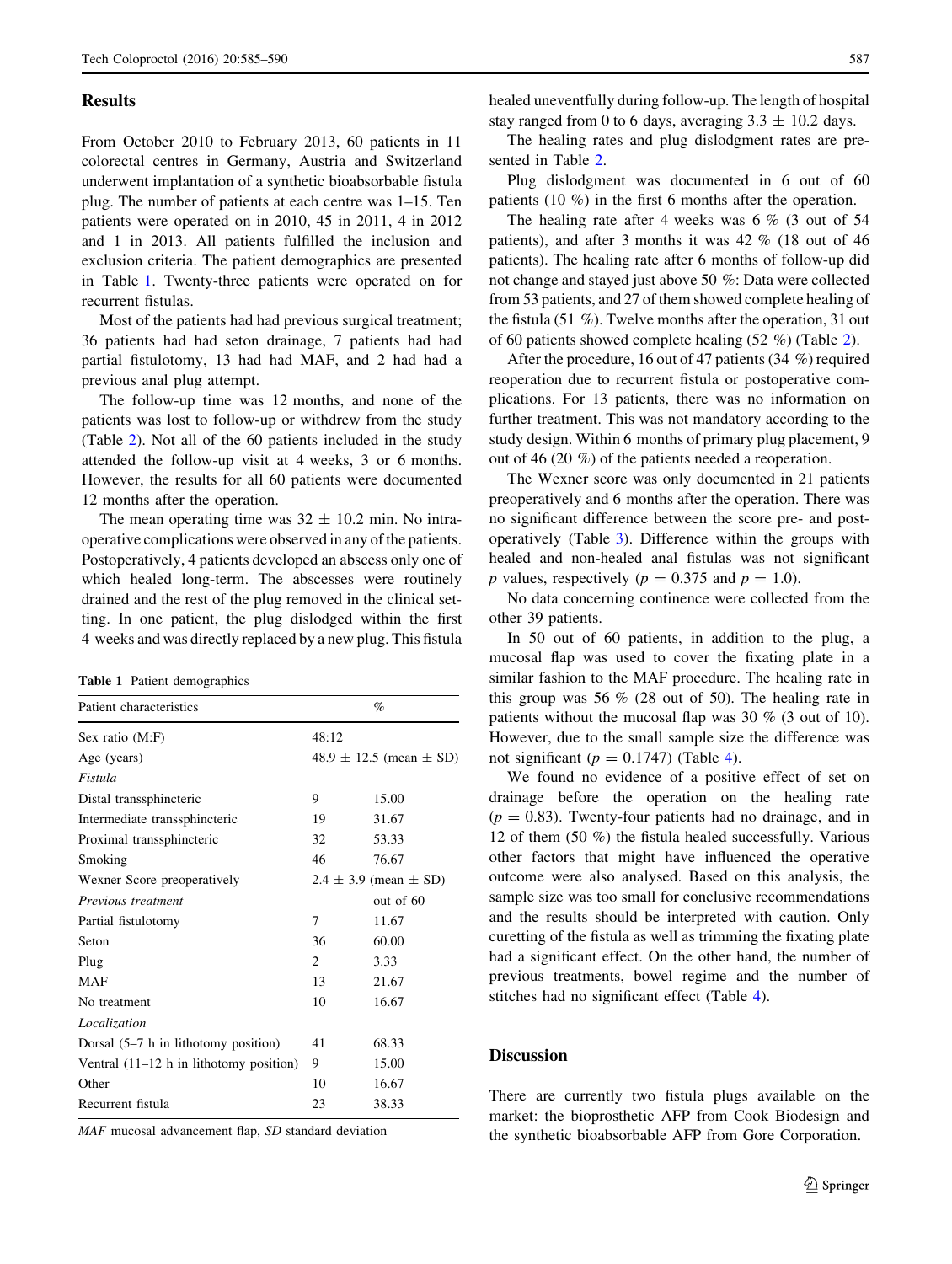## Results

From October 2010 to February 2013, 60 patients in 11 colorectal centres in Germany, Austria and Switzerland underwent implantation of a synthetic bioabsorbable fistula plug. The number of patients at each centre was 1–15. Ten patients were operated on in 2010, 45 in 2011, 4 in 2012 and 1 in 2013. All patients fulfilled the inclusion and exclusion criteria. The patient demographics are presented in Table 1. Twenty-three patients were operated on for recurrent fistulas.

Most of the patients had had previous surgical treatment; 36 patients had had seton drainage, 7 patients had had partial fistulotomy, 13 had had MAF, and 2 had had a previous anal plug attempt.

The follow-up time was 12 months, and none of the patients was lost to follow-up or withdrew from the study (Table 2). Not all of the 60 patients included in the study attended the follow-up visit at 4 weeks, 3 or 6 months. However, the results for all 60 patients were documented 12 months after the operation.

The mean operating time was 32 ± 10.2 min. No intraoperative complications were observed in any of the patients. Postoperatively, 4 patients developed an abscess only one of which healed long-term. The abscesses were routinely drained and the rest of the plug removed in the clinical setting. In one patient, the plug dislodged within the first 4 weeks and was directly replaced by a new plug. This fistula healed uneventfully during follow-up. The length of hospital stay ranged from 0 to 6 days, averaging 3.3 ± 10.2 days.

**Table 1** Patient demographics

| Patient characteristics | % | |
|---|---|---|
| Sex ratio (M:F) | 48:12 | |
| Age (years) | 48.9 ± 12.5 (mean ± SD) | |
| *Fistula* | | |
| Distal transsphincteric | 9 | 15.00 |
| Intermediate transsphincteric | 19 | 31.67 |
| Proximal transsphincteric | 32 | 53.33 |
| Smoking | 46 | 76.67 |
| Wexner Score preoperatively | 2.4 ± 3.9 (mean ± SD) | |
| *Previous treatment* | | out of 60 |
| Partial fistulotomy | 7 | 11.67 |
| Seton | 36 | 60.00 |
| Plug | 2 | 3.33 |
| MAF | 13 | 21.67 |
| No treatment | 10 | 16.67 |
| *Localization* | | |
| Dorsal (5–7 h in lithotomy position) | 41 | 68.33 |
| Ventral (11–12 h in lithotomy position) | 9 | 15.00 |
| Other | 10 | 16.67 |
| Recurrent fistula | 23 | 38.33 |

*MAF* mucosal advancement flap, *SD* standard deviation

The healing rates and plug dislodgment rates are presented in Table 2.

Plug dislodgment was documented in 6 out of 60 patients (10 %) in the first 6 months after the operation.

The healing rate after 4 weeks was 6 % (3 out of 54 patients), and after 3 months it was 42 % (18 out of 46 patients). The healing rate after 6 months of follow-up did not change and stayed just above 50 %: Data were collected from 53 patients, and 27 of them showed complete healing of the fistula (51 %). Twelve months after the operation, 31 out of 60 patients showed complete healing (52 %) (Table 2).

After the procedure, 16 out of 47 patients (34 %) required reoperation due to recurrent fistula or postoperative complications. For 13 patients, there was no information on further treatment. This was not mandatory according to the study design. Within 6 months of primary plug placement, 9 out of 46 (20 %) of the patients needed a reoperation.

The Wexner score was only documented in 21 patients preoperatively and 6 months after the operation. There was no significant difference between the score pre- and postoperatively (Table 3). Difference within the groups with healed and non-healed anal fistulas was not significant $p$ values, respectively ($p = 0.375$ and $p = 1.0$).

No data concerning continence were collected from the other 39 patients.

In 50 out of 60 patients, in addition to the plug, a mucosal flap was used to cover the fixating plate in a similar fashion to the MAF procedure. The healing rate in this group was 56 % (28 out of 50). The healing rate in patients without the mucosal flap was 30 % (3 out of 10). However, due to the small sample size the difference was not significant ($p = 0.1747$) (Table 4).

We found no evidence of a positive effect of set on drainage before the operation on the healing rate ($p = 0.83$). Twenty-four patients had no drainage, and in 12 of them (50 %) the fistula healed successfully. Various other factors that might have influenced the operative outcome were also analysed. Based on this analysis, the sample size was too small for conclusive recommendations and the results should be interpreted with caution. Only curetting of the fistula as well as trimming the fixating plate had a significant effect. On the other hand, the number of previous treatments, bowel regime and the number of stitches had no significant effect (Table 4).

## Discussion

There are currently two fistula plugs available on the market: the bioprosthetic AFP from Cook Biodesign and the synthetic bioabsorbable AFP from Gore Corporation.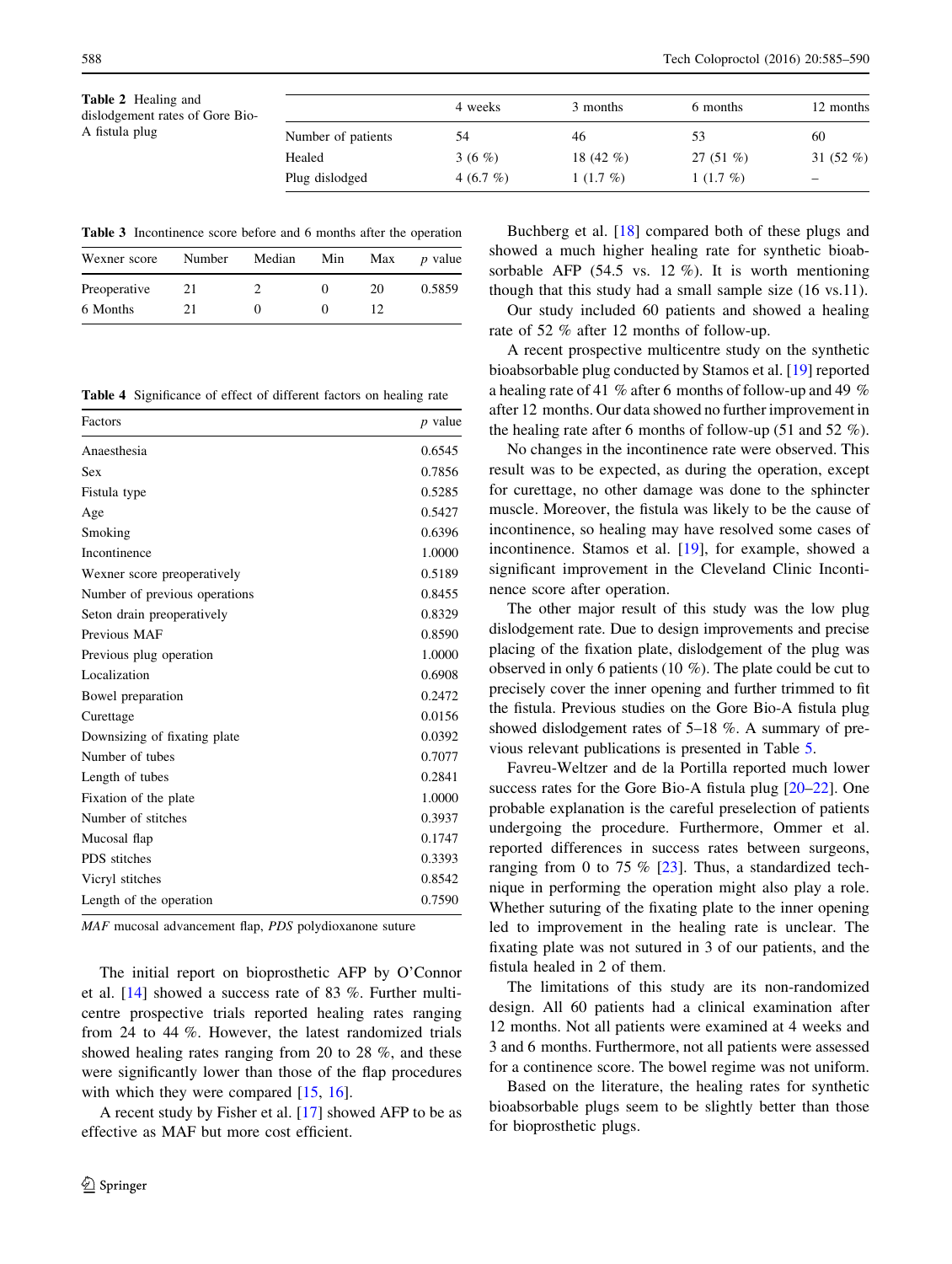**Table 2** Healing and dislodgement rates of Gore Bio-A fistula plug

| | 4 weeks | 3 months | 6 months | 12 months |
|---|---|---|---|---|
| Number of patients | 54 | 46 | 53 | 60 |
| Healed | 3 (6 %) | 18 (42 %) | 27 (51 %) | 31 (52 %) |
| Plug dislodged | 4 (6.7 %) | 1 (1.7 %) | 1 (1.7 %) | – |

**Table 3** Incontinence score before and 6 months after the operation

| Wexner score | Number | Median | Min | Max | *p* value |
|---|---|---|---|---|---|
| Preoperative | 21 | 2 | 0 | 20 | 0.5859 |
| 6 Months | 21 | 0 | 0 | 12 | |

**Table 4** Significance of effect of different factors on healing rate

| Factors | *p* value |
|---|---|
| Anaesthesia | 0.6545 |
| Sex | 0.7856 |
| Fistula type | 0.5285 |
| Age | 0.5427 |
| Smoking | 0.6396 |
| Incontinence | 1.0000 |
| Wexner score preoperatively | 0.5189 |
| Number of previous operations | 0.8455 |
| Seton drain preoperatively | 0.8329 |
| Previous MAF | 0.8590 |
| Previous plug operation | 1.0000 |
| Localization | 0.6908 |
| Bowel preparation | 0.2472 |
| Curettage | 0.0156 |
| Downsizing of fixating plate | 0.0392 |
| Number of tubes | 0.7077 |
| Length of tubes | 0.2841 |
| Fixation of the plate | 1.0000 |
| Number of stitches | 0.3937 |
| Mucosal flap | 0.1747 |
| PDS stitches | 0.3393 |
| Vicryl stitches | 0.8542 |
| Length of the operation | 0.7590 |

*MAF* mucosal advancement flap, *PDS* polydioxanone suture

The initial report on bioprosthetic AFP by O'Connor et al. [14] showed a success rate of 83 %. Further multicentre prospective trials reported healing rates ranging from 24 to 44 %. However, the latest randomized trials showed healing rates ranging from 20 to 28 %, and these were significantly lower than those of the flap procedures with which they were compared [15, 16].

A recent study by Fisher et al. [17] showed AFP to be as effective as MAF but more cost efficient.

Buchberg et al. [18] compared both of these plugs and showed a much higher healing rate for synthetic bioabsorbable AFP (54.5 vs. 12 %). It is worth mentioning though that this study had a small sample size (16 vs.11).

Our study included 60 patients and showed a healing rate of 52 % after 12 months of follow-up.

A recent prospective multicentre study on the synthetic bioabsorbable plug conducted by Stamos et al. [19] reported a healing rate of 41 % after 6 months of follow-up and 49 % after 12 months. Our data showed no further improvement in the healing rate after 6 months of follow-up (51 and 52 %).

No changes in the incontinence rate were observed. This result was to be expected, as during the operation, except for curettage, no other damage was done to the sphincter muscle. Moreover, the fistula was likely to be the cause of incontinence, so healing may have resolved some cases of incontinence. Stamos et al. [19], for example, showed a significant improvement in the Cleveland Clinic Incontinence score after operation.

The other major result of this study was the low plug dislodgement rate. Due to design improvements and precise placing of the fixation plate, dislodgement of the plug was observed in only 6 patients (10 %). The plate could be cut to precisely cover the inner opening and further trimmed to fit the fistula. Previous studies on the Gore Bio-A fistula plug showed dislodgement rates of 5–18 %. A summary of previous relevant publications is presented in Table 5.

Favreu-Weltzer and de la Portilla reported much lower success rates for the Gore Bio-A fistula plug [20–22]. One probable explanation is the careful preselection of patients undergoing the procedure. Furthermore, Ommer et al. reported differences in success rates between surgeons, ranging from 0 to 75 % [23]. Thus, a standardized technique in performing the operation might also play a role. Whether suturing of the fixating plate to the inner opening led to improvement in the healing rate is unclear. The fixating plate was not sutured in 3 of our patients, and the fistula healed in 2 of them.

The limitations of this study are its non-randomized design. All 60 patients had a clinical examination after 12 months. Not all patients were examined at 4 weeks and 3 and 6 months. Furthermore, not all patients were assessed for a continence score. The bowel regime was not uniform.

Based on the literature, the healing rates for synthetic bioabsorbable plugs seem to be slightly better than those for bioprosthetic plugs.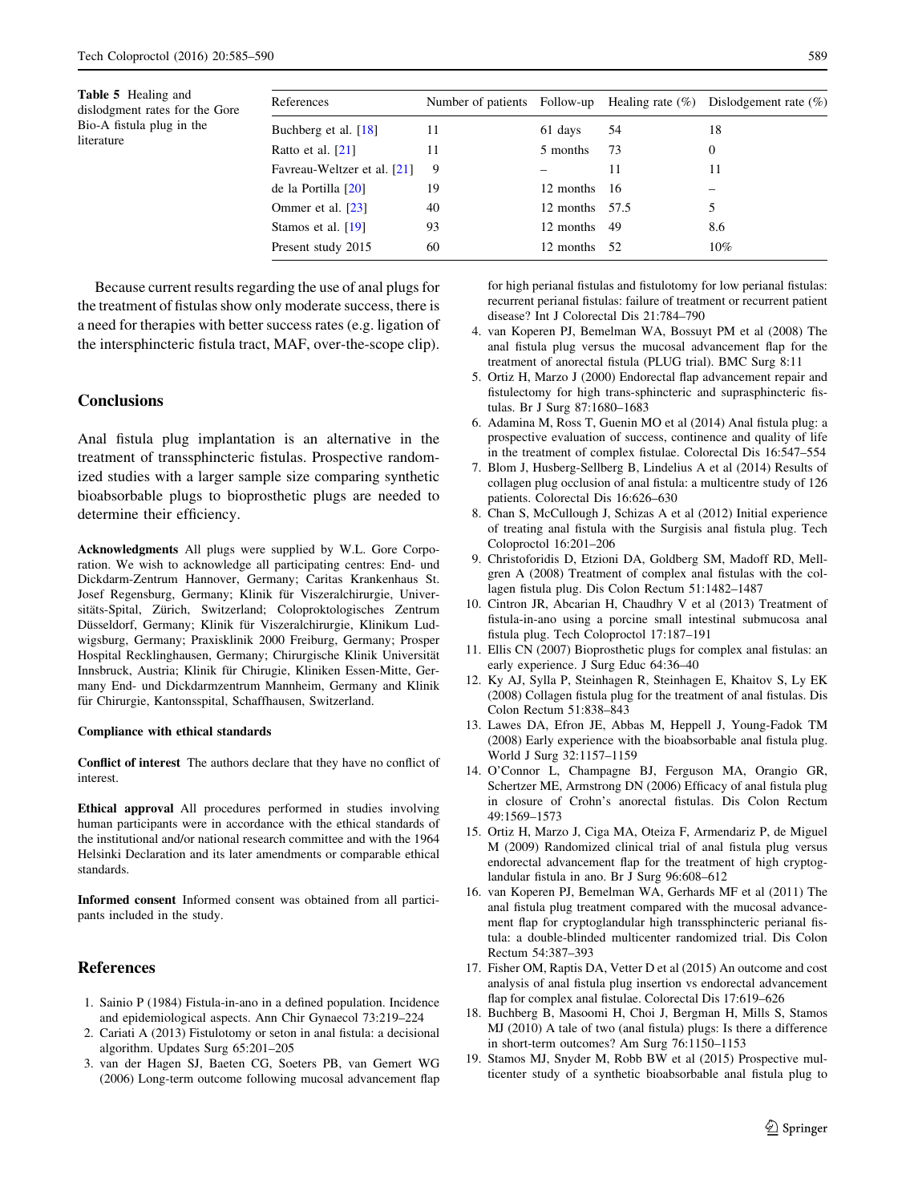**Table 5** Healing and dislodgment rates for the Gore Bio-A fistula plug in the literature

| References | Number of patients | Follow-up | Healing rate (%) | Dislodgement rate (%) |
|---|---|---|---|---|
| Buchberg et al. [18] | 11 | 61 days | 54 | 18 |
| Ratto et al. [21] | 11 | 5 months | 73 | 0 |
| Favreau-Weltzer et al. [21] | 9 | – | 11 | 11 |
| de la Portilla [20] | 19 | 12 months | 16 | – |
| Ommer et al. [23] | 40 | 12 months | 57.5 | 5 |
| Stamos et al. [19] | 93 | 12 months | 49 | 8.6 |
| Present study 2015 | 60 | 12 months | 52 | 10% |

Because current results regarding the use of anal plugs for the treatment of fistulas show only moderate success, there is a need for therapies with better success rates (e.g. ligation of the intersphincteric fistula tract, MAF, over-the-scope clip).

## Conclusions

Anal fistula plug implantation is an alternative in the treatment of transsphincteric fistulas. Prospective randomized studies with a larger sample size comparing synthetic bioabsorbable plugs to bioprosthetic plugs are needed to determine their efficiency.

**Acknowledgments** All plugs were supplied by W.L. Gore Corporation. We wish to acknowledge all participating centres: End- und Dickdarm-Zentrum Hannover, Germany; Caritas Krankenhaus St. Josef Regensburg, Germany; Klinik für Viszeralchirurgie, Universitäts-Spital, Zürich, Switzerland; Coloproktologisches Zentrum Düsseldorf, Germany; Klinik für Viszeralchirurgie, Klinikum Ludwigsburg, Germany; Praxisklinik 2000 Freiburg, Germany; Prosper Hospital Recklinghausen, Germany; Chirurgische Klinik Universität Innsbruck, Austria; Klinik für Chirugie, Kliniken Essen-Mitte, Germany End- und Dickdarmzentrum Mannheim, Germany and Klinik für Chirurgie, Kantonsspital, Schaffhausen, Switzerland.

#### Compliance with ethical standards

**Conflict of interest** The authors declare that they have no conflict of interest.

**Ethical approval** All procedures performed in studies involving human participants were in accordance with the ethical standards of the institutional and/or national research committee and with the 1964 Helsinki Declaration and its later amendments or comparable ethical standards.

**Informed consent** Informed consent was obtained from all participants included in the study.

## References

1. Sainio P (1984) Fistula-in-ano in a defined population. Incidence and epidemiological aspects. Ann Chir Gynaecol 73:219–224
2. Cariati A (2013) Fistulotomy or seton in anal fistula: a decisional algorithm. Updates Surg 65:201–205
3. van der Hagen SJ, Baeten CG, Soeters PB, van Gemert WG (2006) Long-term outcome following mucosal advancement flap for high perianal fistulas and fistulotomy for low perianal fistulas: recurrent perianal fistulas: failure of treatment or recurrent patient disease? Int J Colorectal Dis 21:784–790
4. van Koperen PJ, Bemelman WA, Bossuyt PM et al (2008) The anal fistula plug versus the mucosal advancement flap for the treatment of anorectal fistula (PLUG trial). BMC Surg 8:11
5. Ortiz H, Marzo J (2000) Endorectal flap advancement repair and fistulectomy for high trans-sphincteric and suprasphincteric fistulas. Br J Surg 87:1680–1683
6. Adamina M, Ross T, Guenin MO et al (2014) Anal fistula plug: a prospective evaluation of success, continence and quality of life in the treatment of complex fistulae. Colorectal Dis 16:547–554
7. Blom J, Husberg-Sellberg B, Lindelius A et al (2014) Results of collagen plug occlusion of anal fistula: a multicentre study of 126 patients. Colorectal Dis 16:626–630
8. Chan S, McCullough J, Schizas A et al (2012) Initial experience of treating anal fistula with the Surgisis anal fistula plug. Tech Coloproctol 16:201–206
9. Christoforidis D, Etzioni DA, Goldberg SM, Madoff RD, Mellgren A (2008) Treatment of complex anal fistulas with the collagen fistula plug. Dis Colon Rectum 51:1482–1487
10. Cintron JR, Abcarian H, Chaudhry V et al (2013) Treatment of fistula-in-ano using a porcine small intestinal submucosa anal fistula plug. Tech Coloproctol 17:187–191
11. Ellis CN (2007) Bioprosthetic plugs for complex anal fistulas: an early experience. J Surg Educ 64:36–40
12. Ky AJ, Sylla P, Steinhagen R, Steinhagen E, Khaitov S, Ly EK (2008) Collagen fistula plug for the treatment of anal fistulas. Dis Colon Rectum 51:838–843
13. Lawes DA, Efron JE, Abbas M, Heppell J, Young-Fadok TM (2008) Early experience with the bioabsorbable anal fistula plug. World J Surg 32:1157–1159
14. O'Connor L, Champagne BJ, Ferguson MA, Orangio GR, Schertzer ME, Armstrong DN (2006) Efficacy of anal fistula plug in closure of Crohn's anorectal fistulas. Dis Colon Rectum 49:1569–1573
15. Ortiz H, Marzo J, Ciga MA, Oteiza F, Armendariz P, de Miguel M (2009) Randomized clinical trial of anal fistula plug versus endorectal advancement flap for the treatment of high cryptoglandular fistula in ano. Br J Surg 96:608–612
16. van Koperen PJ, Bemelman WA, Gerhards MF et al (2011) The anal fistula plug treatment compared with the mucosal advancement flap for cryptoglandular high transsphincteric perianal fistula: a double-blinded multicenter randomized trial. Dis Colon Rectum 54:387–393
17. Fisher OM, Raptis DA, Vetter D et al (2015) An outcome and cost analysis of anal fistula plug insertion vs endorectal advancement flap for complex anal fistulae. Colorectal Dis 17:619–626
18. Buchberg B, Masoomi H, Choi J, Bergman H, Mills S, Stamos MJ (2010) A tale of two (anal fistula) plugs: Is there a difference in short-term outcomes? Am Surg 76:1150–1153
19. Stamos MJ, Snyder M, Robb BW et al (2015) Prospective multicenter study of a synthetic bioabsorbable anal fistula plug to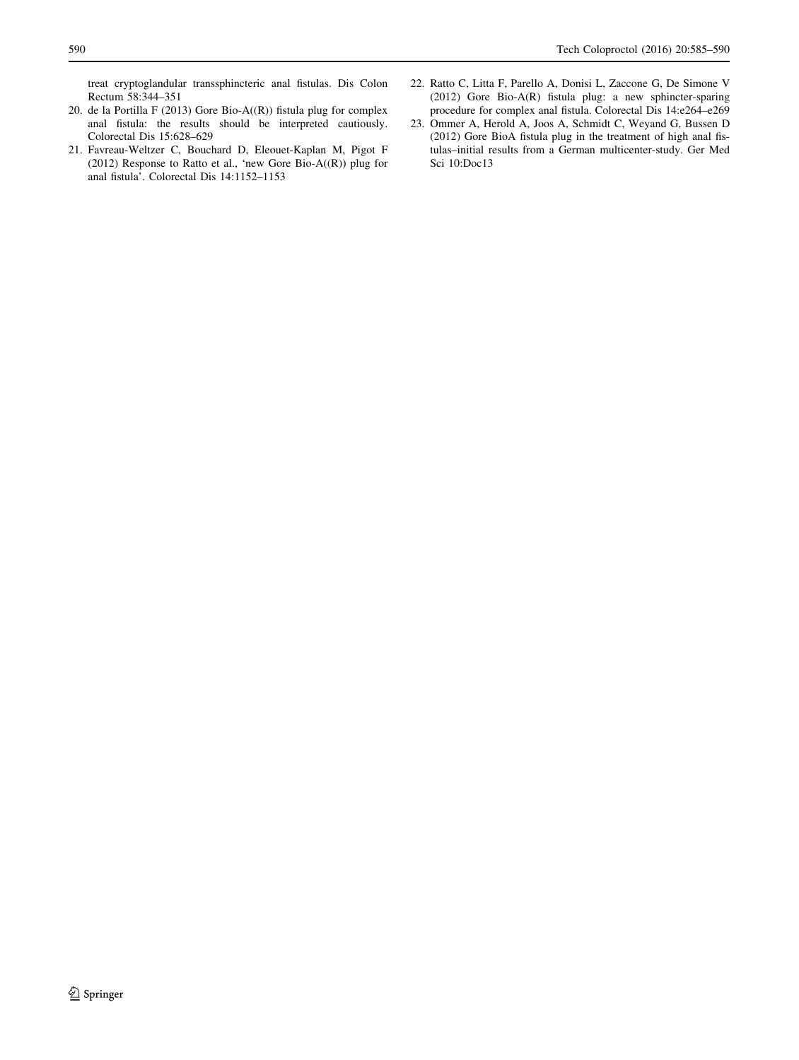treat cryptoglandular transsphincteric anal fistulas. Dis Colon Rectum 58:344–351

20. de la Portilla F (2013) Gore Bio-A((R)) fistula plug for complex anal fistula: the results should be interpreted cautiously. Colorectal Dis 15:628–629
21. Favreau-Weltzer C, Bouchard D, Eleouet-Kaplan M, Pigot F (2012) Response to Ratto et al., 'new Gore Bio-A((R)) plug for anal fistula'. Colorectal Dis 14:1152–1153
22. Ratto C, Litta F, Parello A, Donisi L, Zaccone G, De Simone V (2012) Gore Bio-A(R) fistula plug: a new sphincter-sparing procedure for complex anal fistula. Colorectal Dis 14:e264–e269
23. Ommer A, Herold A, Joos A, Schmidt C, Weyand G, Bussen D (2012) Gore BioA fistula plug in the treatment of high anal fistulas–initial results from a German multicenter-study. Ger Med Sci 10:Doc13